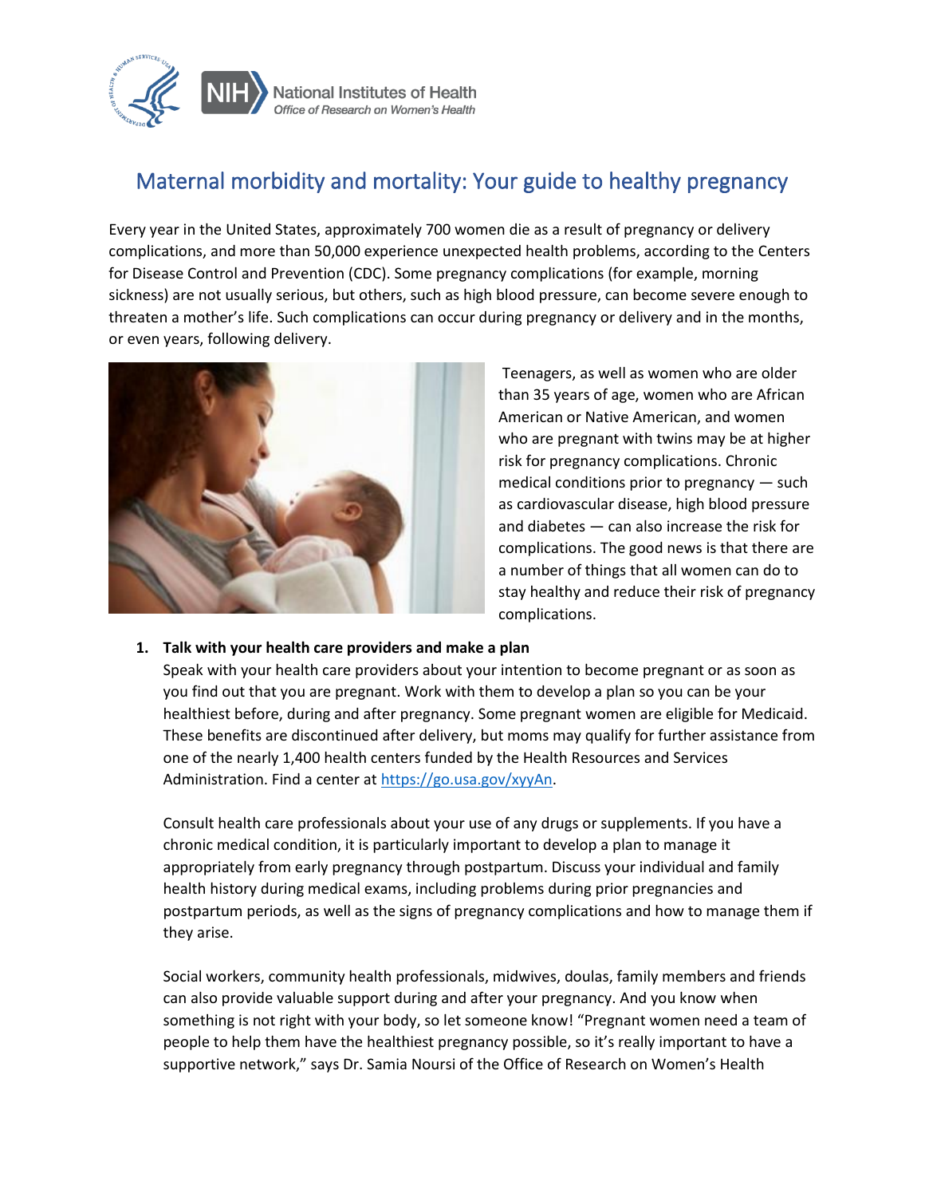# Maternal morbidity and mortality: Your guide to healthy pregnancy

Every year in the United States, approximately 700 women die as a result of pregnancy or delivery complications, and more than 50,000 experience unexpected health problems, according to the Centers for Disease Control and Prevention (CDC). Some pregnancy complications (for example, morning sickness) are not usually serious, but others, such as high blood pressure, can become severe enough to threaten a mother's life. Such complications can occur during pregnancy or delivery and in the months, or even years, following delivery.

Teenagers, as well as women who are older than 35 years of age, women who are African American or Native American, and women who are pregnant with twins may be at higher risk for pregnancy complications. Chronic medical conditions prior to pregnancy — such as cardiovascular disease, high blood pressure and diabetes — can also increase the risk for complications. The good news is that there are a number of things that all women can do to stay healthy and reduce their risk of pregnancy complications.

1. **Talk with your health care providers and make a plan**

   Speak with your health care providers about your intention to become pregnant or as soon as you find out that you are pregnant. Work with them to develop a plan so you can be your healthiest before, during and after pregnancy. Some pregnant women are eligible for Medicaid. These benefits are discontinued after delivery, but moms may qualify for further assistance from one of the nearly 1,400 health centers funded by the Health Resources and Services Administration. Find a center at https://go.usa.gov/xyyAn.

   Consult health care professionals about your use of any drugs or supplements. If you have a chronic medical condition, it is particularly important to develop a plan to manage it appropriately from early pregnancy through postpartum. Discuss your individual and family health history during medical exams, including problems during prior pregnancies and postpartum periods, as well as the signs of pregnancy complications and how to manage them if they arise.

   Social workers, community health professionals, midwives, doulas, family members and friends can also provide valuable support during and after your pregnancy. And you know when something is not right with your body, so let someone know! "Pregnant women need a team of people to help them have the healthiest pregnancy possible, so it's really important to have a supportive network," says Dr. Samia Noursi of the Office of Research on Women's Health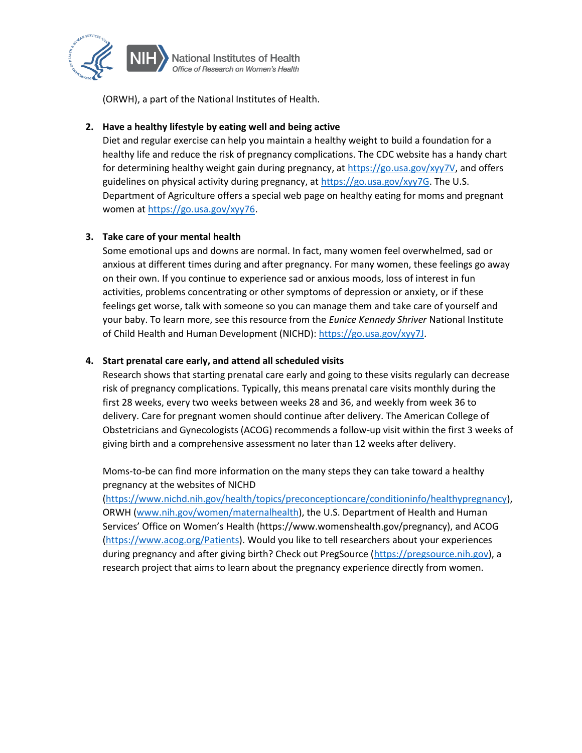(ORWH), a part of the National Institutes of Health.

2. **Have a healthy lifestyle by eating well and being active**
   Diet and regular exercise can help you maintain a healthy weight to build a foundation for a healthy life and reduce the risk of pregnancy complications. The CDC website has a handy chart for determining healthy weight gain during pregnancy, at https://go.usa.gov/xyy7V, and offers guidelines on physical activity during pregnancy, at https://go.usa.gov/xyy7G. The U.S. Department of Agriculture offers a special web page on healthy eating for moms and pregnant women at https://go.usa.gov/xyy76.

3. **Take care of your mental health**
   Some emotional ups and downs are normal. In fact, many women feel overwhelmed, sad or anxious at different times during and after pregnancy. For many women, these feelings go away on their own. If you continue to experience sad or anxious moods, loss of interest in fun activities, problems concentrating or other symptoms of depression or anxiety, or if these feelings get worse, talk with someone so you can manage them and take care of yourself and your baby. To learn more, see this resource from the *Eunice Kennedy Shriver* National Institute of Child Health and Human Development (NICHD): https://go.usa.gov/xyy7J.

4. **Start prenatal care early, and attend all scheduled visits**
   Research shows that starting prenatal care early and going to these visits regularly can decrease risk of pregnancy complications. Typically, this means prenatal care visits monthly during the first 28 weeks, every two weeks between weeks 28 and 36, and weekly from week 36 to delivery. Care for pregnant women should continue after delivery. The American College of Obstetricians and Gynecologists (ACOG) recommends a follow-up visit within the first 3 weeks of giving birth and a comprehensive assessment no later than 12 weeks after delivery.

   Moms-to-be can find more information on the many steps they can take toward a healthy pregnancy at the websites of NICHD (https://www.nichd.nih.gov/health/topics/preconceptioncare/conditioninfo/healthypregnancy), ORWH (www.nih.gov/women/maternalhealth), the U.S. Department of Health and Human Services' Office on Women's Health (https://www.womenshealth.gov/pregnancy), and ACOG (https://www.acog.org/Patients). Would you like to tell researchers about your experiences during pregnancy and after giving birth? Check out PregSource (https://pregsource.nih.gov), a research project that aims to learn about the pregnancy experience directly from women.